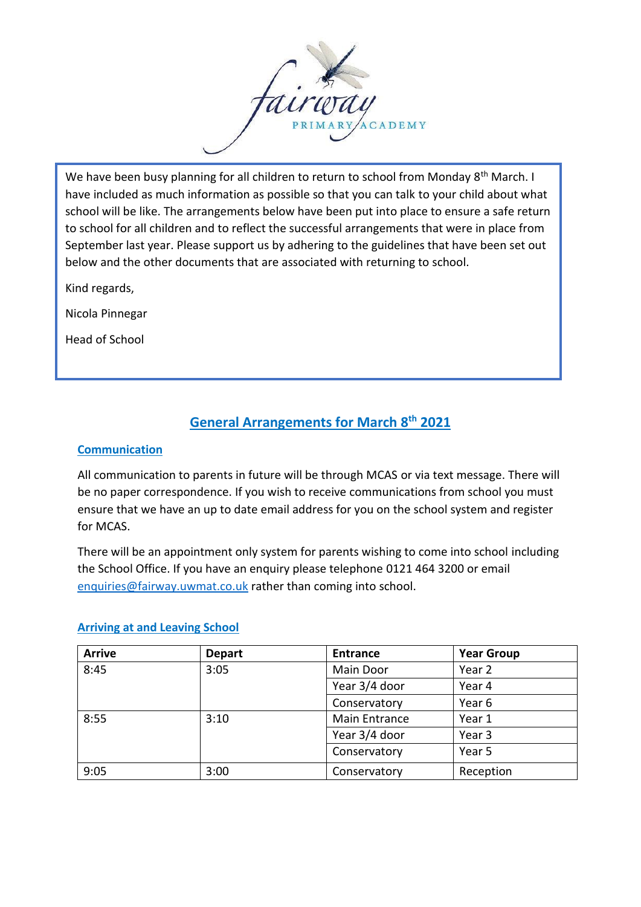fairway PRIMARY ACADEMY

We have been busy planning for all children to return to school from Monday 8th March. I have included as much information as possible so that you can talk to your child about what school will be like. The arrangements below have been put into place to ensure a safe return to school for all children and to reflect the successful arrangements that were in place from September last year. Please support us by adhering to the guidelines that have been set out below and the other documents that are associated with returning to school.

Kind regards,

Nicola Pinnegar

Head of School

## General Arrangements for March 8th 2021

### Communication

All communication to parents in future will be through MCAS or via text message. There will be no paper correspondence. If you wish to receive communications from school you must ensure that we have an up to date email address for you on the school system and register for MCAS.

There will be an appointment only system for parents wishing to come into school including the School Office. If you have an enquiry please telephone 0121 464 3200 or email enquiries@fairway.uwmat.co.uk rather than coming into school.

### Arriving at and Leaving School

| Arrive | Depart | Entrance | Year Group |
|---|---|---|---|
| 8:45 | 3:05 | Main Door | Year 2 |
| | | Year 3/4 door | Year 4 |
| | | Conservatory | Year 6 |
| 8:55 | 3:10 | Main Entrance | Year 1 |
| | | Year 3/4 door | Year 3 |
| | | Conservatory | Year 5 |
| 9:05 | 3:00 | Conservatory | Reception |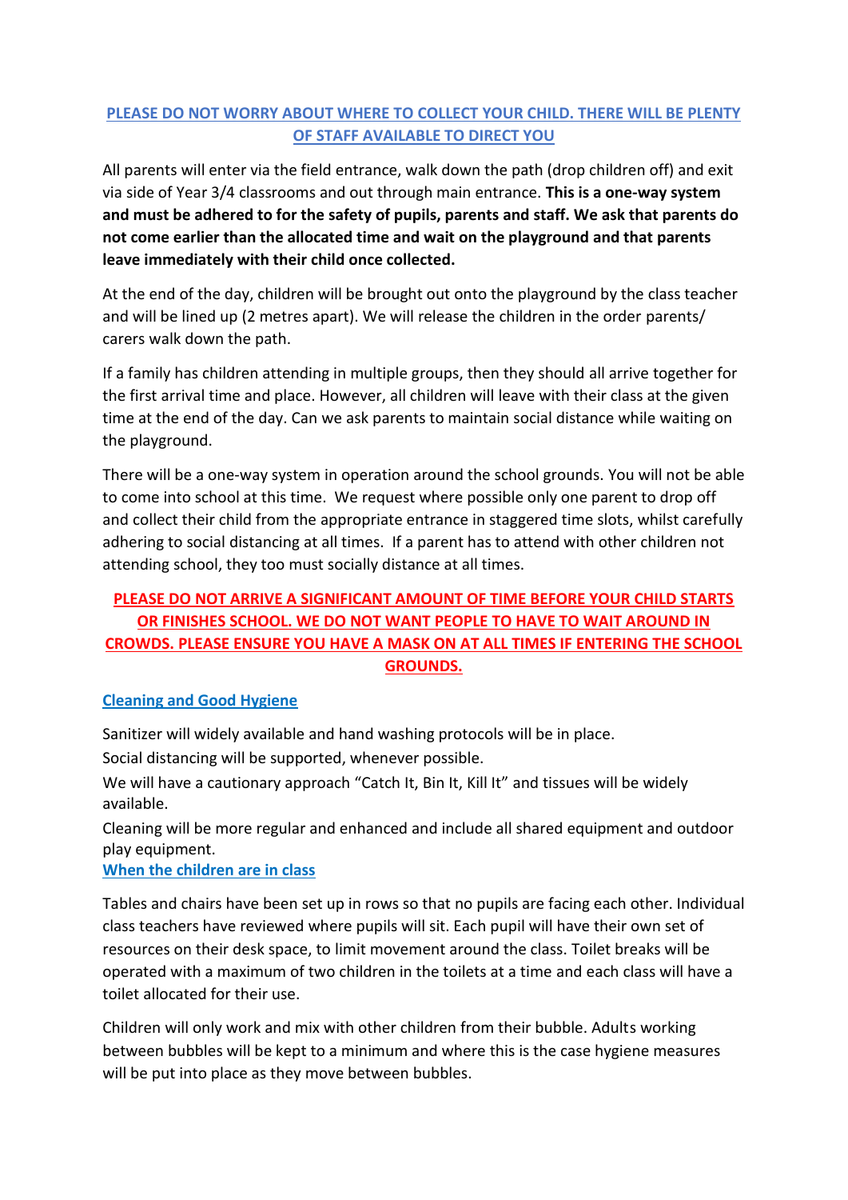**PLEASE DO NOT WORRY ABOUT WHERE TO COLLECT YOUR CHILD. THERE WILL BE PLENTY OF STAFF AVAILABLE TO DIRECT YOU**

All parents will enter via the field entrance, walk down the path (drop children off) and exit via side of Year 3/4 classrooms and out through main entrance. **This is a one-way system and must be adhered to for the safety of pupils, parents and staff. We ask that parents do not come earlier than the allocated time and wait on the playground and that parents leave immediately with their child once collected.**

At the end of the day, children will be brought out onto the playground by the class teacher and will be lined up (2 metres apart). We will release the children in the order parents/ carers walk down the path.

If a family has children attending in multiple groups, then they should all arrive together for the first arrival time and place. However, all children will leave with their class at the given time at the end of the day. Can we ask parents to maintain social distance while waiting on the playground.

There will be a one-way system in operation around the school grounds. You will not be able to come into school at this time. We request where possible only one parent to drop off and collect their child from the appropriate entrance in staggered time slots, whilst carefully adhering to social distancing at all times. If a parent has to attend with other children not attending school, they too must socially distance at all times.

**PLEASE DO NOT ARRIVE A SIGNIFICANT AMOUNT OF TIME BEFORE YOUR CHILD STARTS OR FINISHES SCHOOL. WE DO NOT WANT PEOPLE TO HAVE TO WAIT AROUND IN CROWDS. PLEASE ENSURE YOU HAVE A MASK ON AT ALL TIMES IF ENTERING THE SCHOOL GROUNDS.**

## Cleaning and Good Hygiene

Sanitizer will widely available and hand washing protocols will be in place.

Social distancing will be supported, whenever possible.

We will have a cautionary approach "Catch It, Bin It, Kill It" and tissues will be widely available.

Cleaning will be more regular and enhanced and include all shared equipment and outdoor play equipment.

## When the children are in class

Tables and chairs have been set up in rows so that no pupils are facing each other. Individual class teachers have reviewed where pupils will sit. Each pupil will have their own set of resources on their desk space, to limit movement around the class. Toilet breaks will be operated with a maximum of two children in the toilets at a time and each class will have a toilet allocated for their use.

Children will only work and mix with other children from their bubble. Adults working between bubbles will be kept to a minimum and where this is the case hygiene measures will be put into place as they move between bubbles.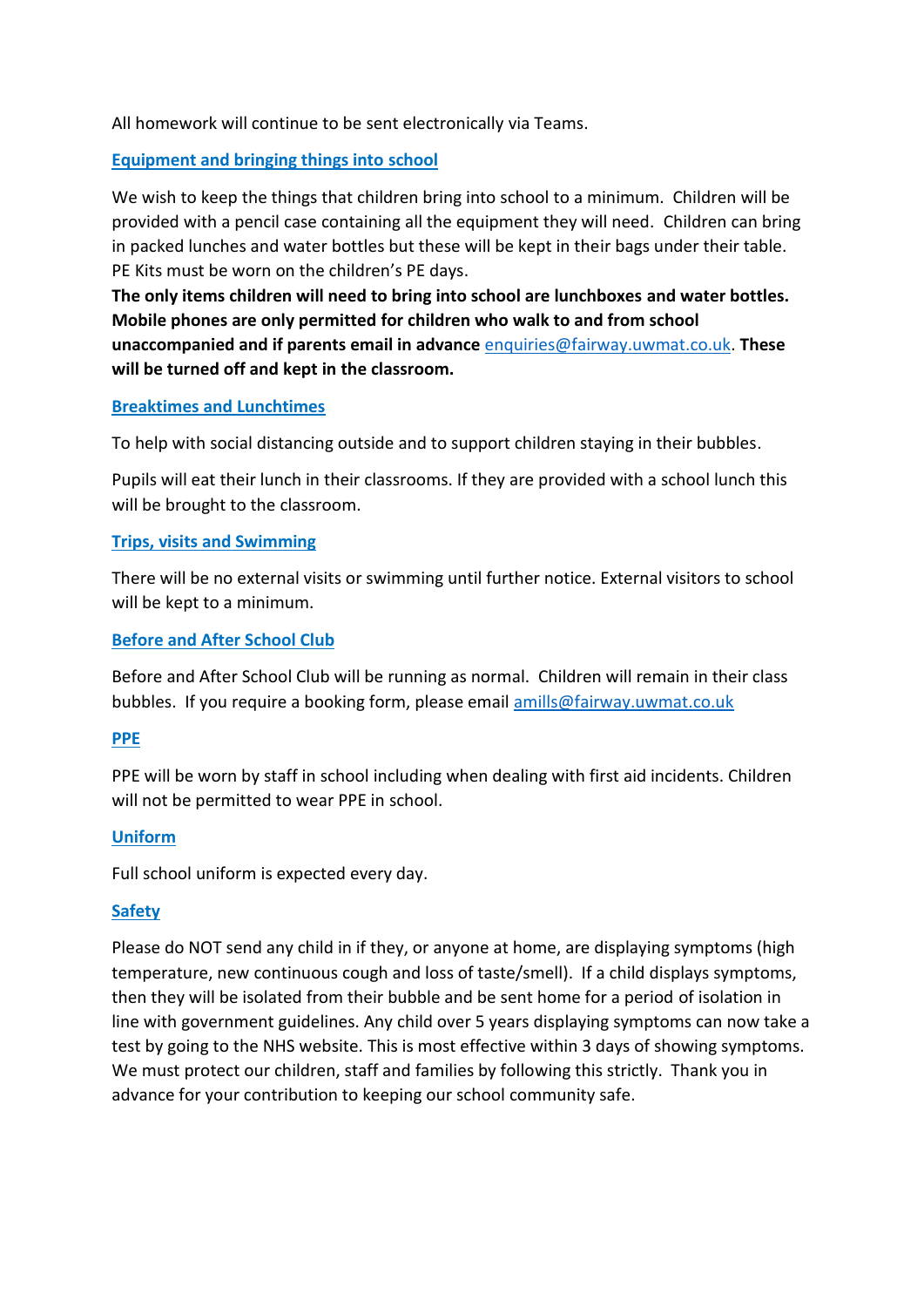All homework will continue to be sent electronically via Teams.

## Equipment and bringing things into school

We wish to keep the things that children bring into school to a minimum. Children will be provided with a pencil case containing all the equipment they will need. Children can bring in packed lunches and water bottles but these will be kept in their bags under their table. PE Kits must be worn on the children's PE days.

**The only items children will need to bring into school are lunchboxes and water bottles. Mobile phones are only permitted for children who walk to and from school unaccompanied and if parents email in advance** enquiries@fairway.uwmat.co.uk. **These will be turned off and kept in the classroom.**

## Breaktimes and Lunchtimes

To help with social distancing outside and to support children staying in their bubbles.

Pupils will eat their lunch in their classrooms. If they are provided with a school lunch this will be brought to the classroom.

## Trips, visits and Swimming

There will be no external visits or swimming until further notice. External visitors to school will be kept to a minimum.

## Before and After School Club

Before and After School Club will be running as normal. Children will remain in their class bubbles. If you require a booking form, please email amills@fairway.uwmat.co.uk

## PPE

PPE will be worn by staff in school including when dealing with first aid incidents. Children will not be permitted to wear PPE in school.

## Uniform

Full school uniform is expected every day.

## Safety

Please do NOT send any child in if they, or anyone at home, are displaying symptoms (high temperature, new continuous cough and loss of taste/smell). If a child displays symptoms, then they will be isolated from their bubble and be sent home for a period of isolation in line with government guidelines. Any child over 5 years displaying symptoms can now take a test by going to the NHS website. This is most effective within 3 days of showing symptoms. We must protect our children, staff and families by following this strictly. Thank you in advance for your contribution to keeping our school community safe.